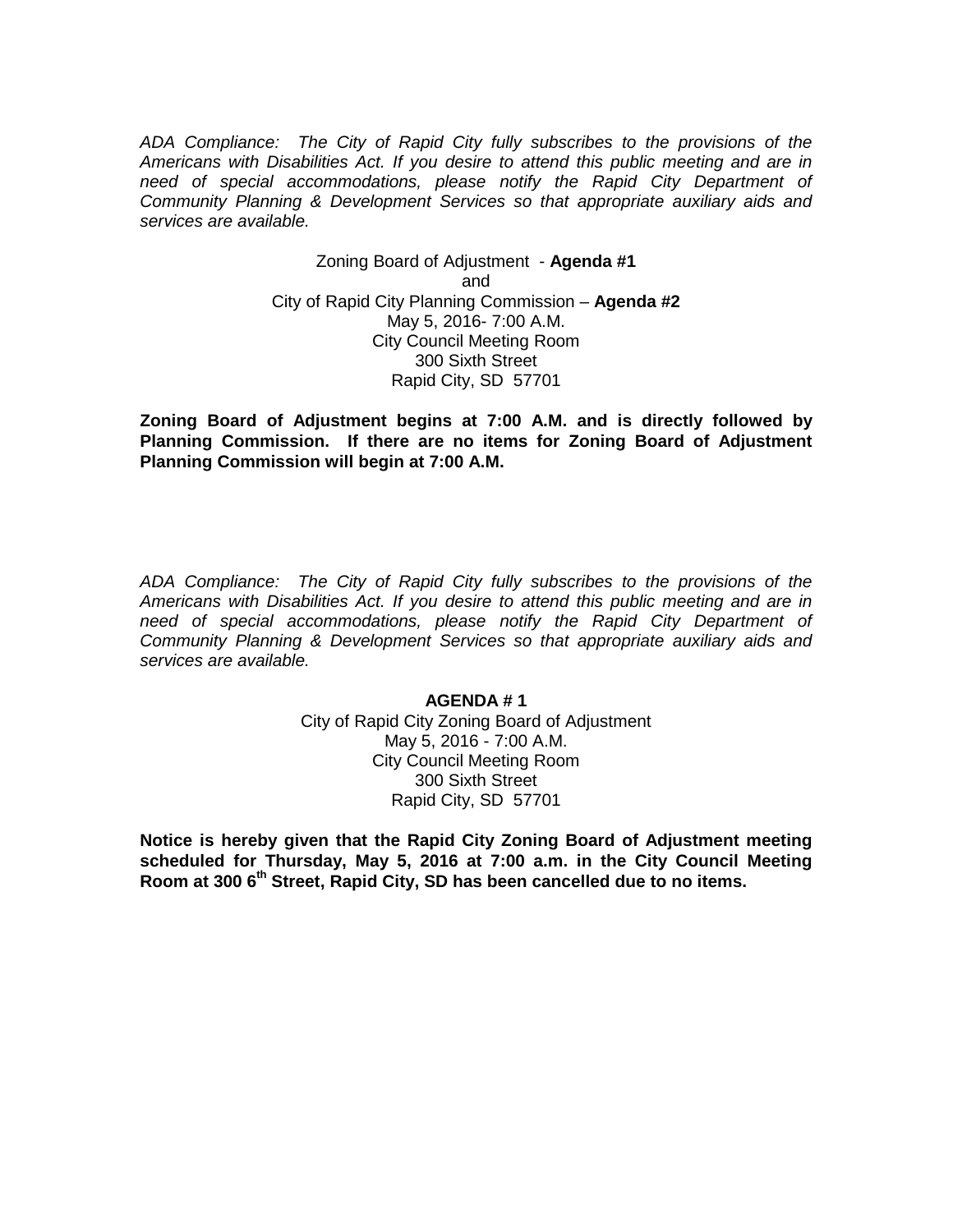*ADA Compliance: The City of Rapid City fully subscribes to the provisions of the Americans with Disabilities Act. If you desire to attend this public meeting and are in need of special accommodations, please notify the Rapid City Department of Community Planning & Development Services so that appropriate auxiliary aids and services are available.*

Zoning Board of Adjustment - **Agenda #1**
and
City of Rapid City Planning Commission – **Agenda #2**
May 5, 2016- 7:00 A.M.
City Council Meeting Room
300 Sixth Street
Rapid City, SD 57701

**Zoning Board of Adjustment begins at 7:00 A.M. and is directly followed by Planning Commission. If there are no items for Zoning Board of Adjustment Planning Commission will begin at 7:00 A.M.**

*ADA Compliance: The City of Rapid City fully subscribes to the provisions of the Americans with Disabilities Act. If you desire to attend this public meeting and are in need of special accommodations, please notify the Rapid City Department of Community Planning & Development Services so that appropriate auxiliary aids and services are available.*

**AGENDA # 1**
City of Rapid City Zoning Board of Adjustment
May 5, 2016 - 7:00 A.M.
City Council Meeting Room
300 Sixth Street
Rapid City, SD 57701

**Notice is hereby given that the Rapid City Zoning Board of Adjustment meeting scheduled for Thursday, May 5, 2016 at 7:00 a.m. in the City Council Meeting Room at 300 6th Street, Rapid City, SD has been cancelled due to no items.**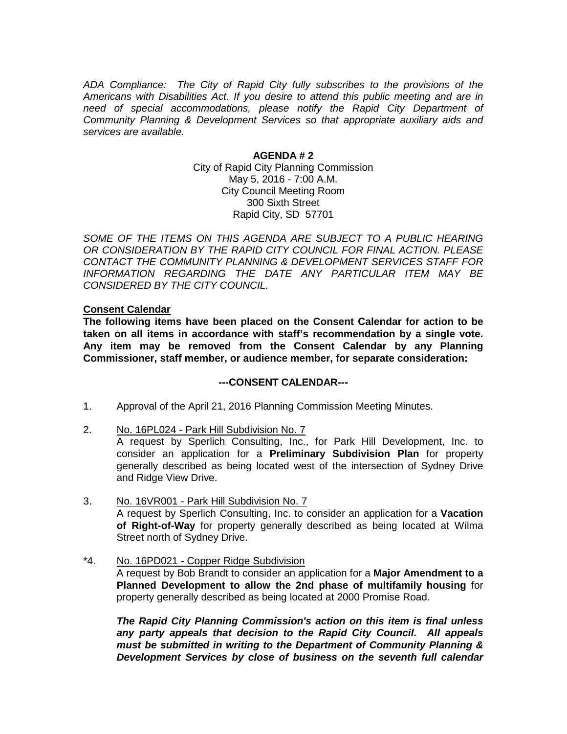*ADA Compliance: The City of Rapid City fully subscribes to the provisions of the Americans with Disabilities Act. If you desire to attend this public meeting and are in need of special accommodations, please notify the Rapid City Department of Community Planning & Development Services so that appropriate auxiliary aids and services are available.*

**AGENDA # 2**

City of Rapid City Planning Commission
May 5, 2016 - 7:00 A.M.
City Council Meeting Room
300 Sixth Street
Rapid City, SD 57701

*SOME OF THE ITEMS ON THIS AGENDA ARE SUBJECT TO A PUBLIC HEARING OR CONSIDERATION BY THE RAPID CITY COUNCIL FOR FINAL ACTION. PLEASE CONTACT THE COMMUNITY PLANNING & DEVELOPMENT SERVICES STAFF FOR INFORMATION REGARDING THE DATE ANY PARTICULAR ITEM MAY BE CONSIDERED BY THE CITY COUNCIL.*

**Consent Calendar**

**The following items have been placed on the Consent Calendar for action to be taken on all items in accordance with staff's recommendation by a single vote. Any item may be removed from the Consent Calendar by any Planning Commissioner, staff member, or audience member, for separate consideration:**

**---CONSENT CALENDAR---**

1. Approval of the April 21, 2016 Planning Commission Meeting Minutes.

2. No. 16PL024 - Park Hill Subdivision No. 7
   A request by Sperlich Consulting, Inc., for Park Hill Development, Inc. to consider an application for a **Preliminary Subdivision Plan** for property generally described as being located west of the intersection of Sydney Drive and Ridge View Drive.

3. No. 16VR001 - Park Hill Subdivision No. 7
   A request by Sperlich Consulting, Inc. to consider an application for a **Vacation of Right-of-Way** for property generally described as being located at Wilma Street north of Sydney Drive.

*4. No. 16PD021 - Copper Ridge Subdivision
   A request by Bob Brandt to consider an application for a **Major Amendment to a Planned Development to allow the 2nd phase of multifamily housing** for property generally described as being located at 2000 Promise Road.

   ***The Rapid City Planning Commission's action on this item is final unless any party appeals that decision to the Rapid City Council. All appeals must be submitted in writing to the Department of Community Planning & Development Services by close of business on the seventh full calendar***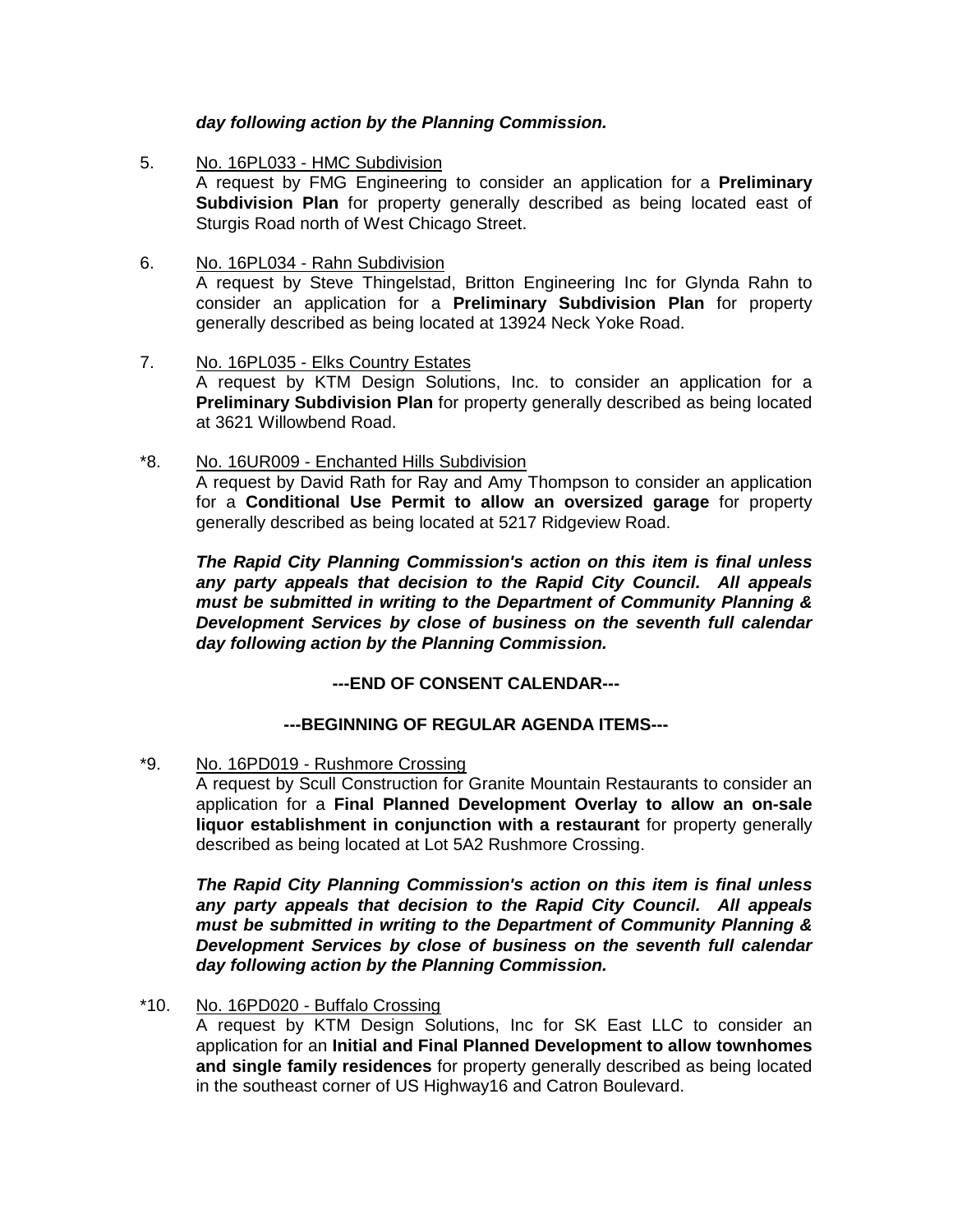***day following action by the Planning Commission.***

5. No. 16PL033 - HMC Subdivision

   A request by FMG Engineering to consider an application for a **Preliminary Subdivision Plan** for property generally described as being located east of Sturgis Road north of West Chicago Street.

6. No. 16PL034 - Rahn Subdivision

   A request by Steve Thingelstad, Britton Engineering Inc for Glynda Rahn to consider an application for a **Preliminary Subdivision Plan** for property generally described as being located at 13924 Neck Yoke Road.

7. No. 16PL035 - Elks Country Estates

   A request by KTM Design Solutions, Inc. to consider an application for a **Preliminary Subdivision Plan** for property generally described as being located at 3621 Willowbend Road.

*8. No. 16UR009 - Enchanted Hills Subdivision

   A request by David Rath for Ray and Amy Thompson to consider an application for a **Conditional Use Permit to allow an oversized garage** for property generally described as being located at 5217 Ridgeview Road.

   ***The Rapid City Planning Commission's action on this item is final unless any party appeals that decision to the Rapid City Council. All appeals must be submitted in writing to the Department of Community Planning & Development Services by close of business on the seventh full calendar day following action by the Planning Commission.***

**---END OF CONSENT CALENDAR---**

**---BEGINNING OF REGULAR AGENDA ITEMS---**

*9. No. 16PD019 - Rushmore Crossing

   A request by Scull Construction for Granite Mountain Restaurants to consider an application for a **Final Planned Development Overlay to allow an on-sale liquor establishment in conjunction with a restaurant** for property generally described as being located at Lot 5A2 Rushmore Crossing.

   ***The Rapid City Planning Commission's action on this item is final unless any party appeals that decision to the Rapid City Council. All appeals must be submitted in writing to the Department of Community Planning & Development Services by close of business on the seventh full calendar day following action by the Planning Commission.***

*10. No. 16PD020 - Buffalo Crossing

   A request by KTM Design Solutions, Inc for SK East LLC to consider an application for an **Initial and Final Planned Development to allow townhomes and single family residences** for property generally described as being located in the southeast corner of US Highway16 and Catron Boulevard.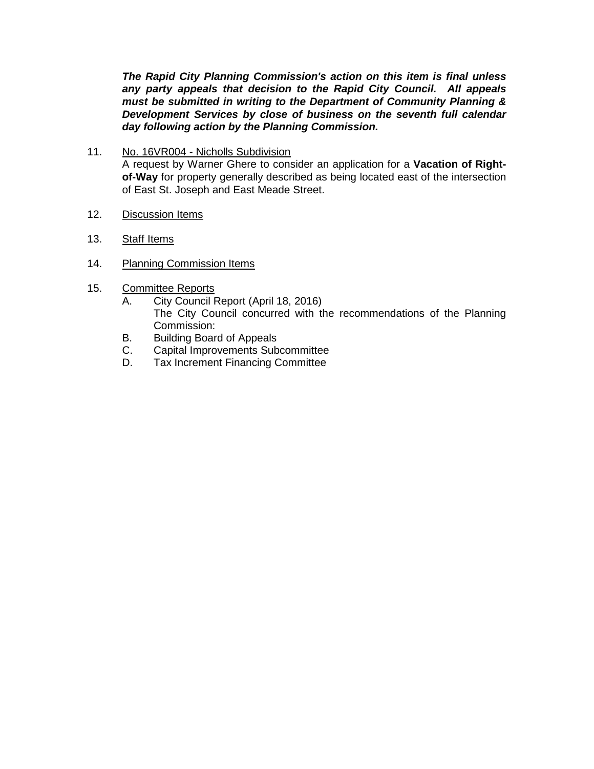***The Rapid City Planning Commission's action on this item is final unless any party appeals that decision to the Rapid City Council. All appeals must be submitted in writing to the Department of Community Planning & Development Services by close of business on the seventh full calendar day following action by the Planning Commission.***

11. No. 16VR004 - Nicholls Subdivision
    A request by Warner Ghere to consider an application for a **Vacation of Right-of-Way** for property generally described as being located east of the intersection of East St. Joseph and East Meade Street.

12. Discussion Items

13. Staff Items

14. Planning Commission Items

15. Committee Reports
    - A. City Council Report (April 18, 2016)
      The City Council concurred with the recommendations of the Planning Commission:
    - B. Building Board of Appeals
    - C. Capital Improvements Subcommittee
    - D. Tax Increment Financing Committee